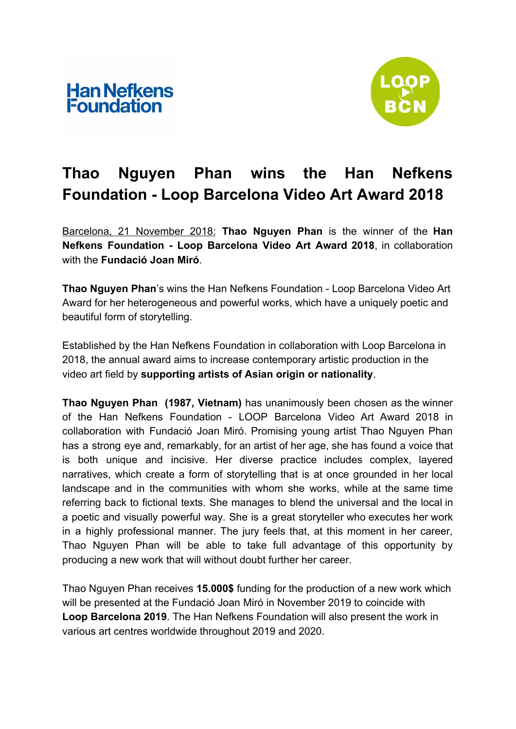Han Nefkens Foundation

LOOP BCN

# Thao Nguyen Phan wins the Han Nefkens Foundation - Loop Barcelona Video Art Award 2018

Barcelona, 21 November 2018: **Thao Nguyen Phan** is the winner of the **Han Nefkens Foundation - Loop Barcelona Video Art Award 2018**, in collaboration with the **Fundació Joan Miró**.

**Thao Nguyen Phan**'s wins the Han Nefkens Foundation - Loop Barcelona Video Art Award for her heterogeneous and powerful works, which have a uniquely poetic and beautiful form of storytelling.

Established by the Han Nefkens Foundation in collaboration with Loop Barcelona in 2018, the annual award aims to increase contemporary artistic production in the video art field by **supporting artists of Asian origin or nationality**.

**Thao Nguyen Phan (1987, Vietnam)** has unanimously been chosen as the winner of the Han Nefkens Foundation - LOOP Barcelona Video Art Award 2018 in collaboration with Fundació Joan Miró. Promising young artist Thao Nguyen Phan has a strong eye and, remarkably, for an artist of her age, she has found a voice that is both unique and incisive. Her diverse practice includes complex, layered narratives, which create a form of storytelling that is at once grounded in her local landscape and in the communities with whom she works, while at the same time referring back to fictional texts. She manages to blend the universal and the local in a poetic and visually powerful way. She is a great storyteller who executes her work in a highly professional manner. The jury feels that, at this moment in her career, Thao Nguyen Phan will be able to take full advantage of this opportunity by producing a new work that will without doubt further her career.

Thao Nguyen Phan receives **15.000$** funding for the production of a new work which will be presented at the Fundació Joan Miró in November 2019 to coincide with **Loop Barcelona 2019**. The Han Nefkens Foundation will also present the work in various art centres worldwide throughout 2019 and 2020.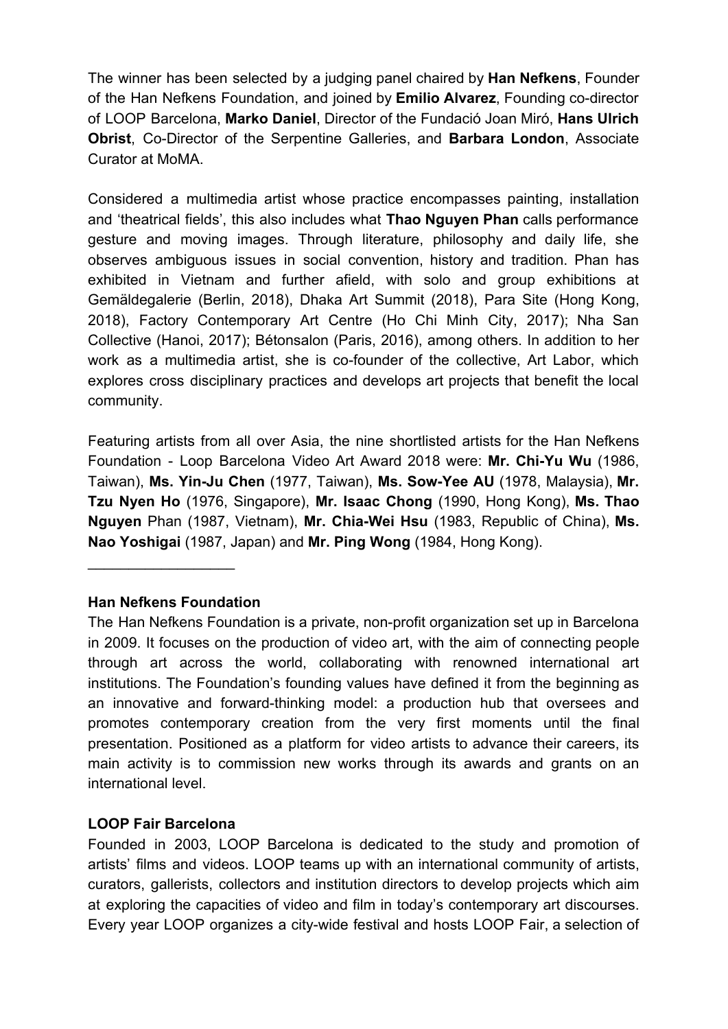The winner has been selected by a judging panel chaired by **Han Nefkens**, Founder of the Han Nefkens Foundation, and joined by **Emilio Alvarez**, Founding co-director of LOOP Barcelona, **Marko Daniel**, Director of the Fundació Joan Miró, **Hans Ulrich Obrist**, Co-Director of the Serpentine Galleries, and **Barbara London**, Associate Curator at MoMA.

Considered a multimedia artist whose practice encompasses painting, installation and 'theatrical fields', this also includes what **Thao Nguyen Phan** calls performance gesture and moving images. Through literature, philosophy and daily life, she observes ambiguous issues in social convention, history and tradition. Phan has exhibited in Vietnam and further afield, with solo and group exhibitions at Gemäldegalerie (Berlin, 2018), Dhaka Art Summit (2018), Para Site (Hong Kong, 2018), Factory Contemporary Art Centre (Ho Chi Minh City, 2017); Nha San Collective (Hanoi, 2017); Bétonsalon (Paris, 2016), among others. In addition to her work as a multimedia artist, she is co-founder of the collective, Art Labor, which explores cross disciplinary practices and develops art projects that benefit the local community.

Featuring artists from all over Asia, the nine shortlisted artists for the Han Nefkens Foundation - Loop Barcelona Video Art Award 2018 were: **Mr. Chi-Yu Wu** (1986, Taiwan), **Ms. Yin-Ju Chen** (1977, Taiwan), **Ms. Sow-Yee AU** (1978, Malaysia), **Mr. Tzu Nyen Ho** (1976, Singapore), **Mr. Isaac Chong** (1990, Hong Kong), **Ms. Thao Nguyen** Phan (1987, Vietnam), **Mr. Chia-Wei Hsu** (1983, Republic of China), **Ms. Nao Yoshigai** (1987, Japan) and **Mr. Ping Wong** (1984, Hong Kong).

---

**Han Nefkens Foundation**

The Han Nefkens Foundation is a private, non-profit organization set up in Barcelona in 2009. It focuses on the production of video art, with the aim of connecting people through art across the world, collaborating with renowned international art institutions. The Foundation's founding values have defined it from the beginning as an innovative and forward-thinking model: a production hub that oversees and promotes contemporary creation from the very first moments until the final presentation. Positioned as a platform for video artists to advance their careers, its main activity is to commission new works through its awards and grants on an international level.

**LOOP Fair Barcelona**

Founded in 2003, LOOP Barcelona is dedicated to the study and promotion of artists' films and videos. LOOP teams up with an international community of artists, curators, gallerists, collectors and institution directors to develop projects which aim at exploring the capacities of video and film in today's contemporary art discourses. Every year LOOP organizes a city-wide festival and hosts LOOP Fair, a selection of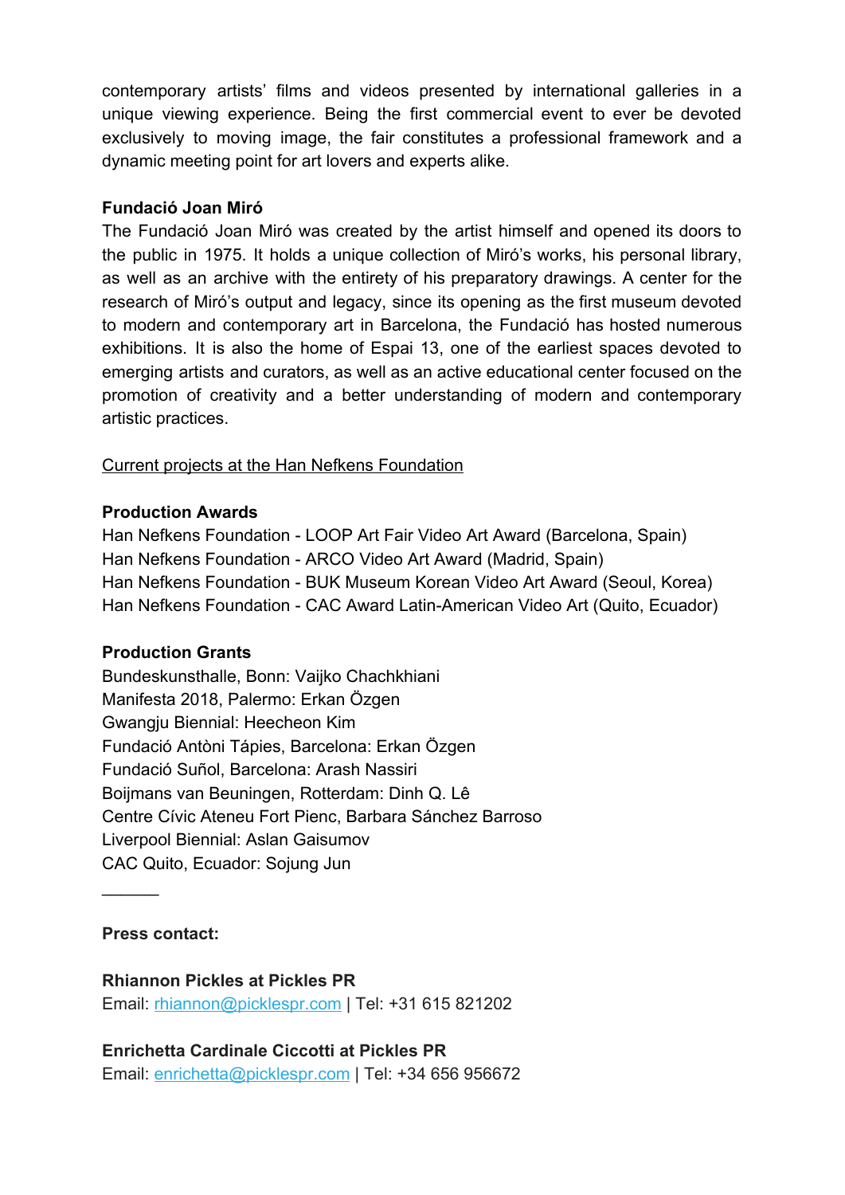contemporary artists' films and videos presented by international galleries in a unique viewing experience. Being the first commercial event to ever be devoted exclusively to moving image, the fair constitutes a professional framework and a dynamic meeting point for art lovers and experts alike.

**Fundació Joan Miró**

The Fundació Joan Miró was created by the artist himself and opened its doors to the public in 1975. It holds a unique collection of Miró's works, his personal library, as well as an archive with the entirety of his preparatory drawings. A center for the research of Miró's output and legacy, since its opening as the first museum devoted to modern and contemporary art in Barcelona, the Fundació has hosted numerous exhibitions. It is also the home of Espai 13, one of the earliest spaces devoted to emerging artists and curators, as well as an active educational center focused on the promotion of creativity and a better understanding of modern and contemporary artistic practices.

Current projects at the Han Nefkens Foundation

**Production Awards**

Han Nefkens Foundation - LOOP Art Fair Video Art Award (Barcelona, Spain)
Han Nefkens Foundation - ARCO Video Art Award (Madrid, Spain)
Han Nefkens Foundation - BUK Museum Korean Video Art Award (Seoul, Korea)
Han Nefkens Foundation - CAC Award Latin-American Video Art (Quito, Ecuador)

**Production Grants**

Bundeskunsthalle, Bonn: Vaijko Chachkhiani
Manifesta 2018, Palermo: Erkan Özgen
Gwangju Biennial: Heecheon Kim
Fundació Antòni Tápies, Barcelona: Erkan Özgen
Fundació Suñol, Barcelona: Arash Nassiri
Boijmans van Beuningen, Rotterdam: Dinh Q. Lê
Centre Cívic Ateneu Fort Pienc, Barbara Sánchez Barroso
Liverpool Biennial: Aslan Gaisumov
CAC Quito, Ecuador: Sojung Jun

______

**Press contact:**

**Rhiannon Pickles at Pickles PR**
Email: rhiannon@picklespr.com | Tel: +31 615 821202

**Enrichetta Cardinale Ciccotti at Pickles PR**
Email: enrichetta@picklespr.com | Tel: +34 656 956672